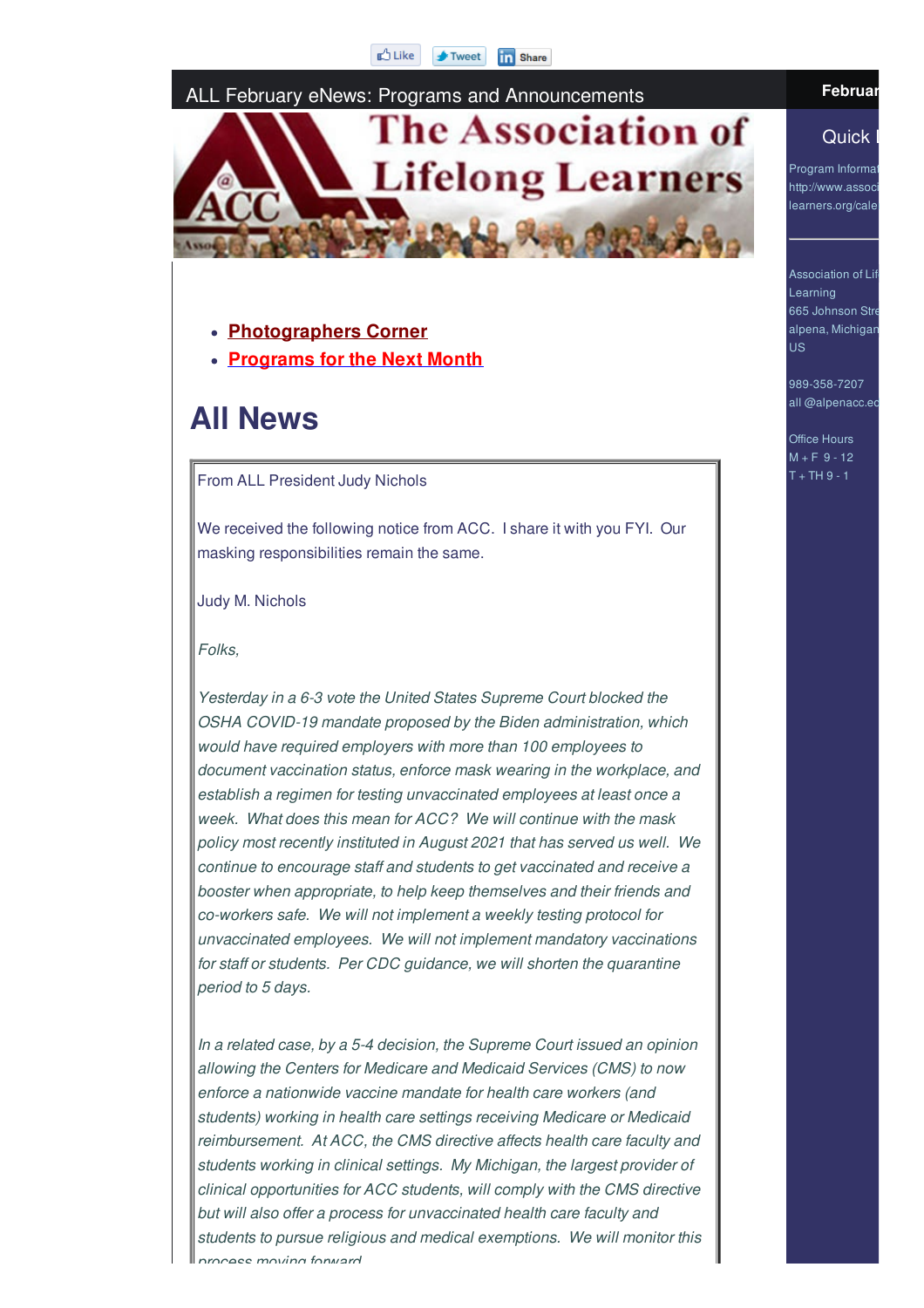Like Tweet Share

ALL February eNews: Programs and Announcements

Februar

Quick l

Program Informat
http://www.associ
learners.org/cale

Association of Lif
Learning
665 Johnson Stre
alpena, Michigan
US

989-358-7207
all @alpenacc.ed

Office Hours
M + F 9 - 12
T + TH 9 - 1

- **Photographers Corner**
- **Programs for the Next Month**

# All News

From ALL President Judy Nichols

We received the following notice from ACC. I share it with you FYI. Our masking responsibilities remain the same.

Judy M. Nichols

*Folks,*

*Yesterday in a 6-3 vote the United States Supreme Court blocked the OSHA COVID-19 mandate proposed by the Biden administration, which would have required employers with more than 100 employees to document vaccination status, enforce mask wearing in the workplace, and establish a regimen for testing unvaccinated employees at least once a week. What does this mean for ACC? We will continue with the mask policy most recently instituted in August 2021 that has served us well. We continue to encourage staff and students to get vaccinated and receive a booster when appropriate, to help keep themselves and their friends and co-workers safe. We will not implement a weekly testing protocol for unvaccinated employees. We will not implement mandatory vaccinations for staff or students. Per CDC guidance, we will shorten the quarantine period to 5 days.*

*In a related case, by a 5-4 decision, the Supreme Court issued an opinion allowing the Centers for Medicare and Medicaid Services (CMS) to now enforce a nationwide vaccine mandate for health care workers (and students) working in health care settings receiving Medicare or Medicaid reimbursement. At ACC, the CMS directive affects health care faculty and students working in clinical settings. My Michigan, the largest provider of clinical opportunities for ACC students, will comply with the CMS directive but will also offer a process for unvaccinated health care faculty and students to pursue religious and medical exemptions. We will monitor this process moving forward.*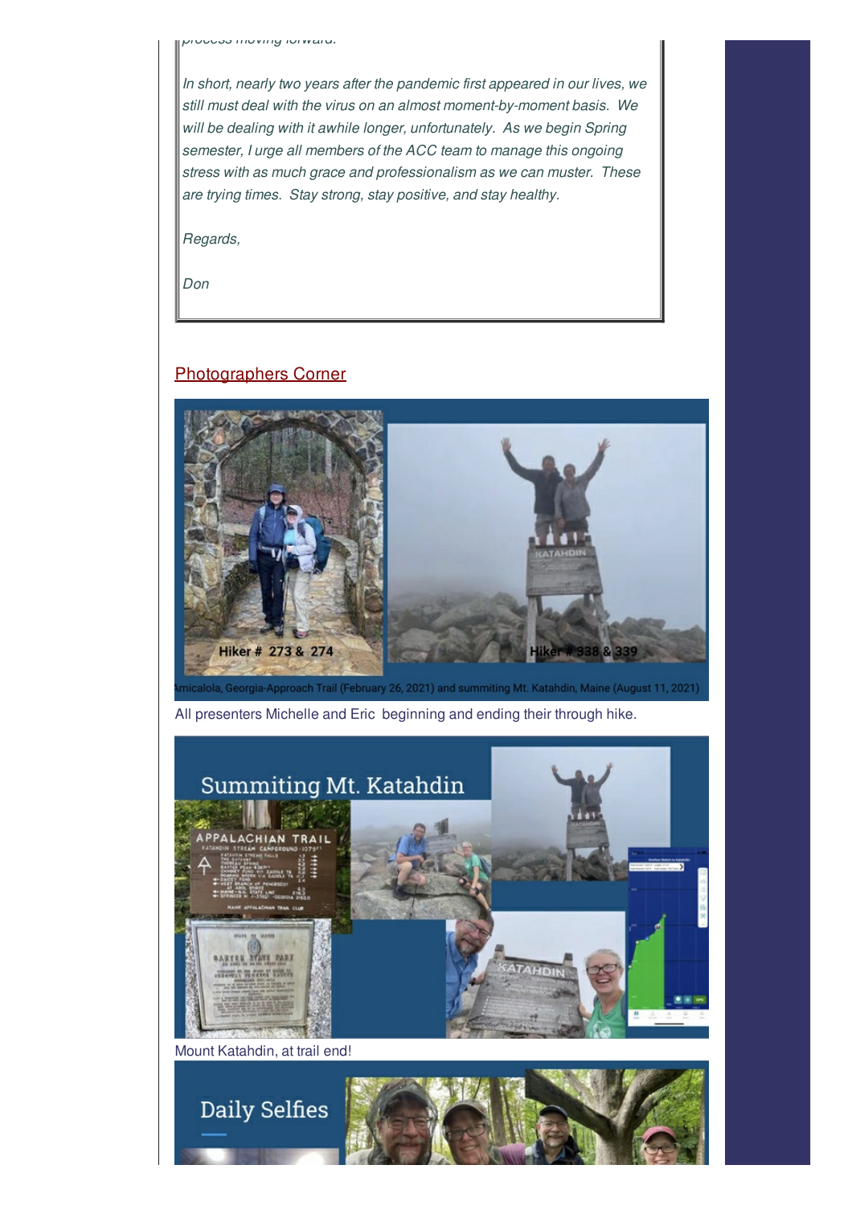*process moving forward.*

*In short, nearly two years after the pandemic first appeared in our lives, we still must deal with the virus on an almost moment-by-moment basis. We will be dealing with it awhile longer, unfortunately. As we begin Spring semester, I urge all members of the ACC team to manage this ongoing stress with as much grace and professionalism as we can muster. These are trying times. Stay strong, stay positive, and stay healthy.*

*Regards,*

*Don*

## Photographers Corner

Hiker # 273 & 274

Hiker # 338 & 339

Amicalola, Georgia-Approach Trail (February 26, 2021) and summiting Mt. Katahdin, Maine (August 11, 2021)

All presenters Michelle and Eric beginning and ending their through hike.

Summiting Mt. Katahdin

Mount Katahdin, at trail end!

Daily Selfies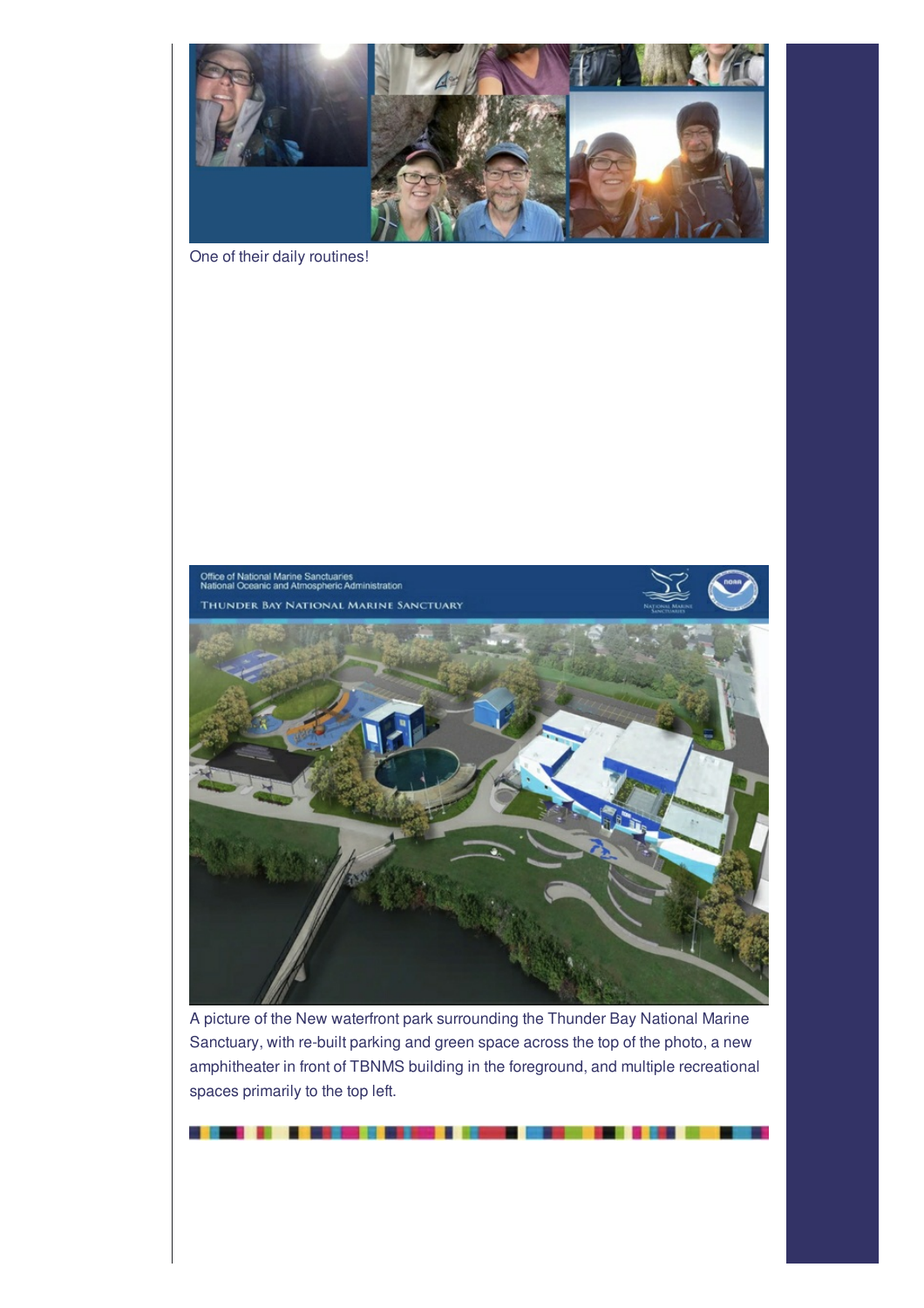One of their daily routines!

A picture of the New waterfront park surrounding the Thunder Bay National Marine Sanctuary, with re-built parking and green space across the top of the photo, a new amphitheater in front of TBNMS building in the foreground, and multiple recreational spaces primarily to the top left.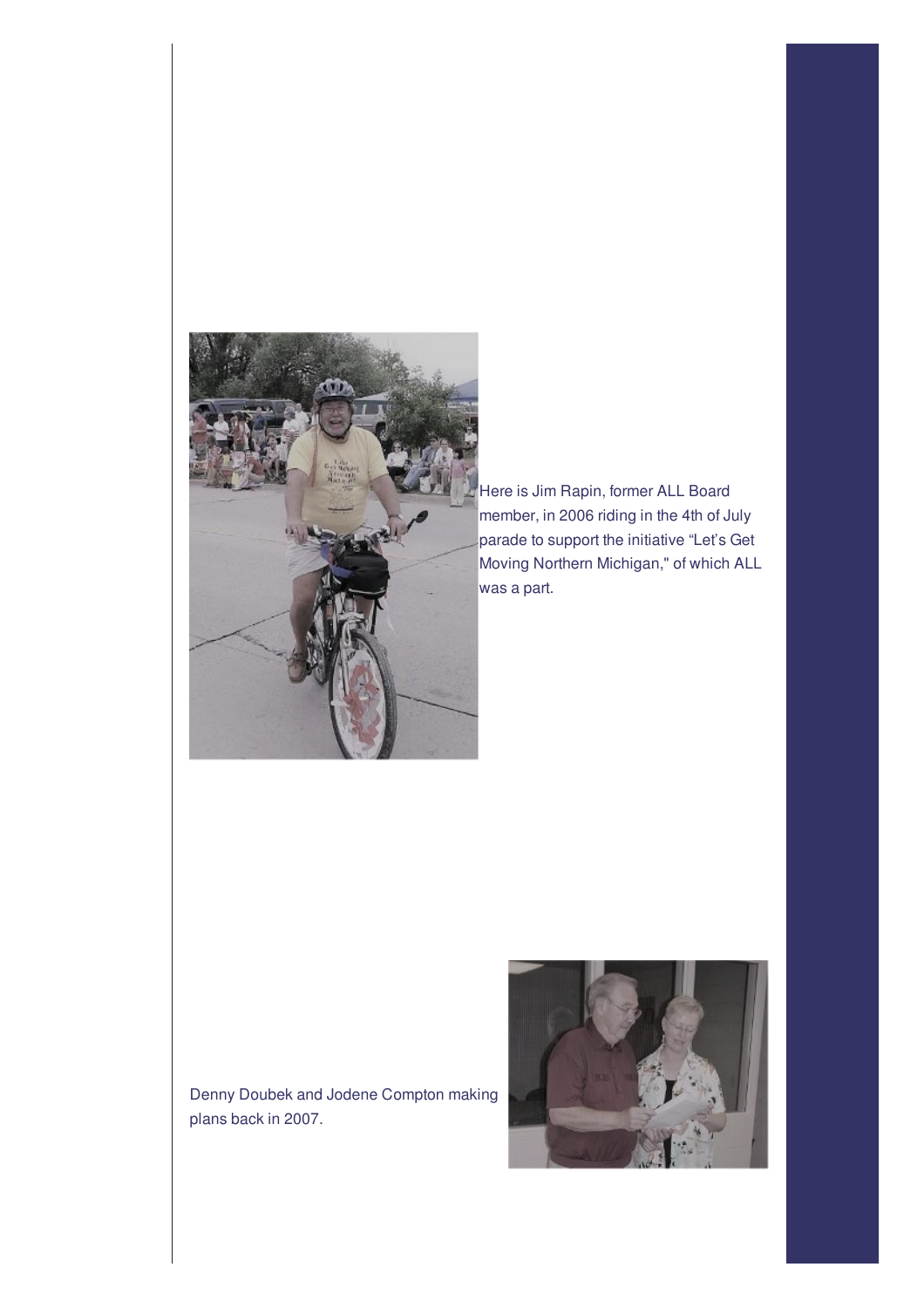Here is Jim Rapin, former ALL Board member, in 2006 riding in the 4th of July parade to support the initiative "Let's Get Moving Northern Michigan," of which ALL was a part.

Denny Doubek and Jodene Compton making plans back in 2007.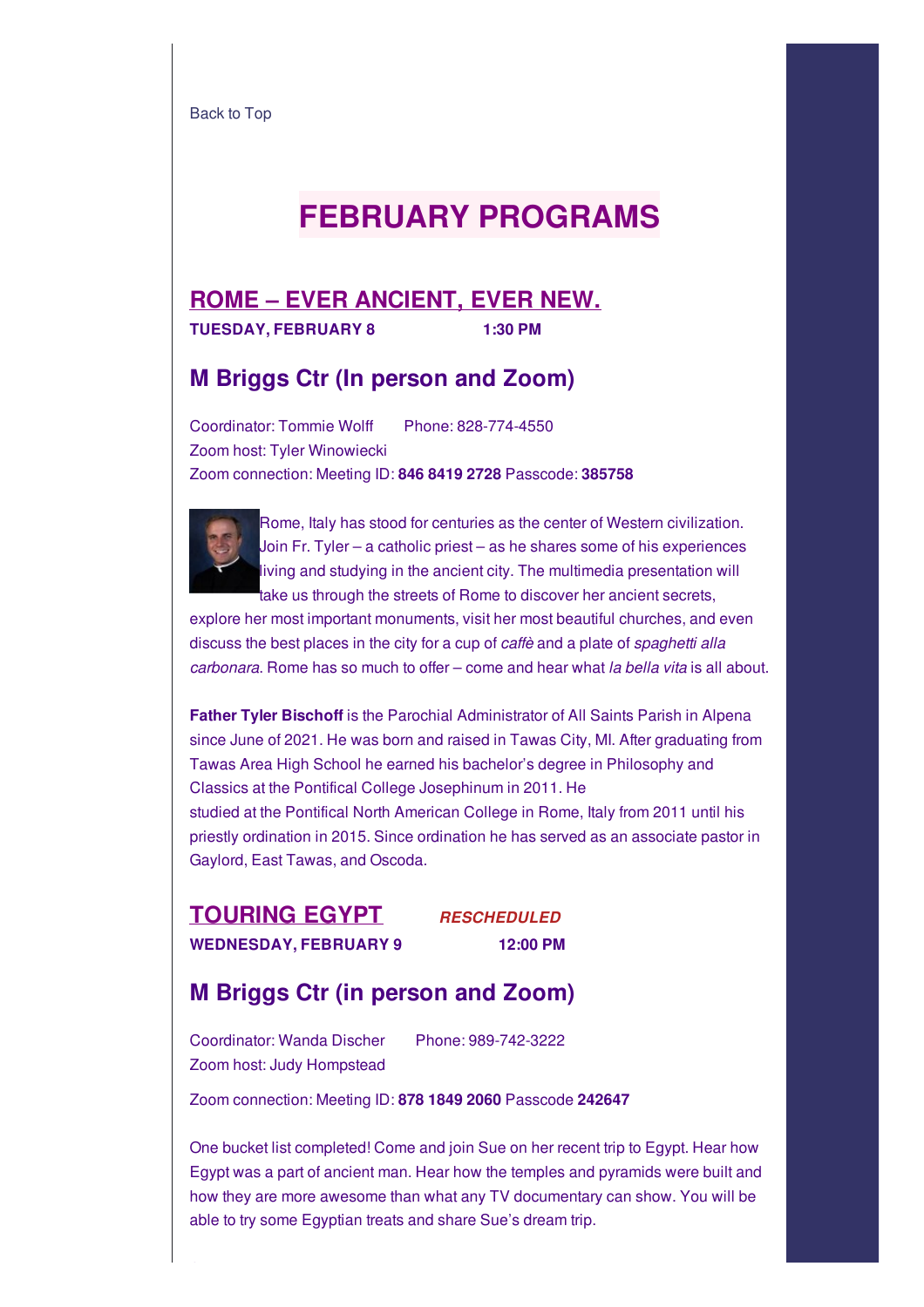Back to Top

# FEBRUARY PROGRAMS

## ROME – EVER ANCIENT, EVER NEW.

**TUESDAY, FEBRUARY 8** **1:30 PM**

### M Briggs Ctr (In person and Zoom)

Coordinator: Tommie Wolff Phone: 828-774-4550
Zoom host: Tyler Winowiecki
Zoom connection: Meeting ID: **846 8419 2728** Passcode: **385758**

Rome, Italy has stood for centuries as the center of Western civilization. Join Fr. Tyler – a catholic priest – as he shares some of his experiences living and studying in the ancient city. The multimedia presentation will take us through the streets of Rome to discover her ancient secrets, explore her most important monuments, visit her most beautiful churches, and even discuss the best places in the city for a cup of *caffè* and a plate of *spaghetti alla carbonara*. Rome has so much to offer – come and hear what *la bella vita* is all about.

**Father Tyler Bischoff** is the Parochial Administrator of All Saints Parish in Alpena since June of 2021. He was born and raised in Tawas City, MI. After graduating from Tawas Area High School he earned his bachelor's degree in Philosophy and Classics at the Pontifical College Josephinum in 2011. He studied at the Pontifical North American College in Rome, Italy from 2011 until his priestly ordination in 2015. Since ordination he has served as an associate pastor in Gaylord, East Tawas, and Oscoda.

## TOURING EGYPT ***RESCHEDULED***

**WEDNESDAY, FEBRUARY 9** **12:00 PM**

### M Briggs Ctr (in person and Zoom)

Coordinator: Wanda Discher Phone: 989-742-3222
Zoom host: Judy Hompstead

Zoom connection: Meeting ID: **878 1849 2060** Passcode **242647**

One bucket list completed! Come and join Sue on her recent trip to Egypt. Hear how Egypt was a part of ancient man. Hear how the temples and pyramids were built and how they are more awesome than what any TV documentary can show. You will be able to try some Egyptian treats and share Sue's dream trip.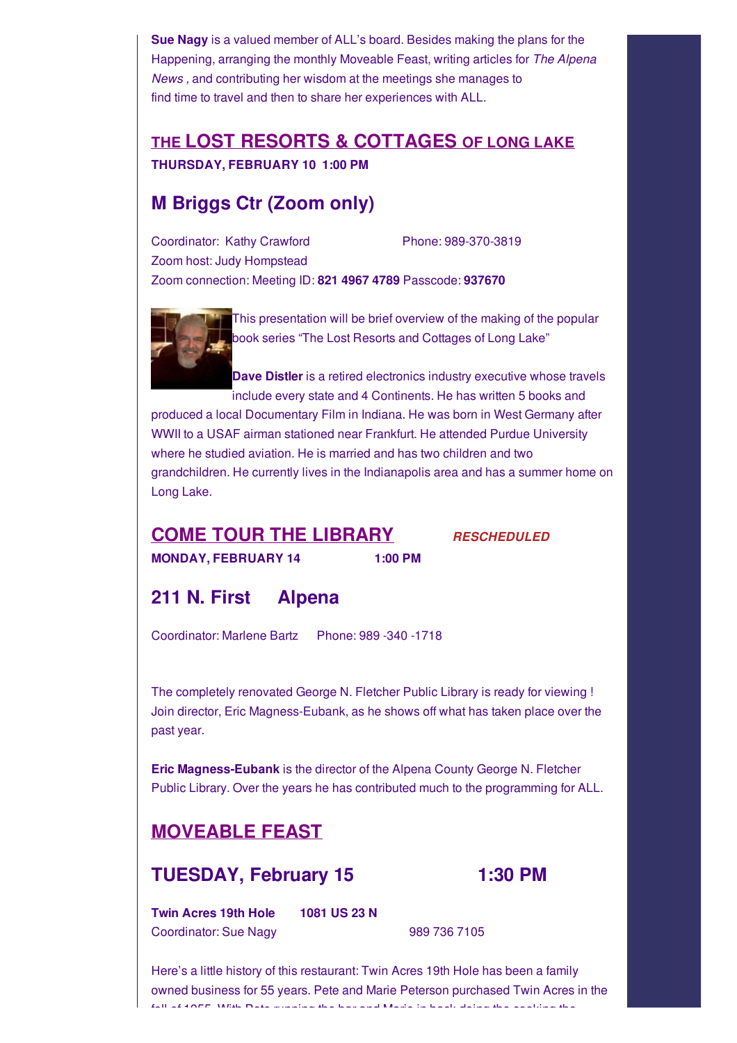**Sue Nagy** is a valued member of ALL's board. Besides making the plans for the Happening, arranging the monthly Moveable Feast, writing articles for *The Alpena News* , and contributing her wisdom at the meetings she manages to find time to travel and then to share her experiences with ALL.

## THE LOST RESORTS & COTTAGES OF LONG LAKE

**THURSDAY, FEBRUARY 10 1:00 PM**

### M Briggs Ctr (Zoom only)

Coordinator: Kathy Crawford Phone: 989-370-3819
Zoom host: Judy Hompstead
Zoom connection: Meeting ID: **821 4967 4789** Passcode: **937670**

This presentation will be brief overview of the making of the popular book series "The Lost Resorts and Cottages of Long Lake"

**Dave Distler** is a retired electronics industry executive whose travels include every state and 4 Continents. He has written 5 books and produced a local Documentary Film in Indiana. He was born in West Germany after WWII to a USAF airman stationed near Frankfurt. He attended Purdue University where he studied aviation. He is married and has two children and two grandchildren. He currently lives in the Indianapolis area and has a summer home on Long Lake.

## COME TOUR THE LIBRARY *RESCHEDULED*

**MONDAY, FEBRUARY 14 1:00 PM**

### 211 N. First Alpena

Coordinator: Marlene Bartz Phone: 989 -340 -1718

The completely renovated George N. Fletcher Public Library is ready for viewing ! Join director, Eric Magness-Eubank, as he shows off what has taken place over the past year.

**Eric Magness-Eubank** is the director of the Alpena County George N. Fletcher Public Library. Over the years he has contributed much to the programming for ALL.

## MOVEABLE FEAST

### TUESDAY, February 15 1:30 PM

**Twin Acres 19th Hole 1081 US 23 N**
Coordinator: Sue Nagy 989 736 7105

Here's a little history of this restaurant: Twin Acres 19th Hole has been a family owned business for 55 years. Pete and Marie Peterson purchased Twin Acres in the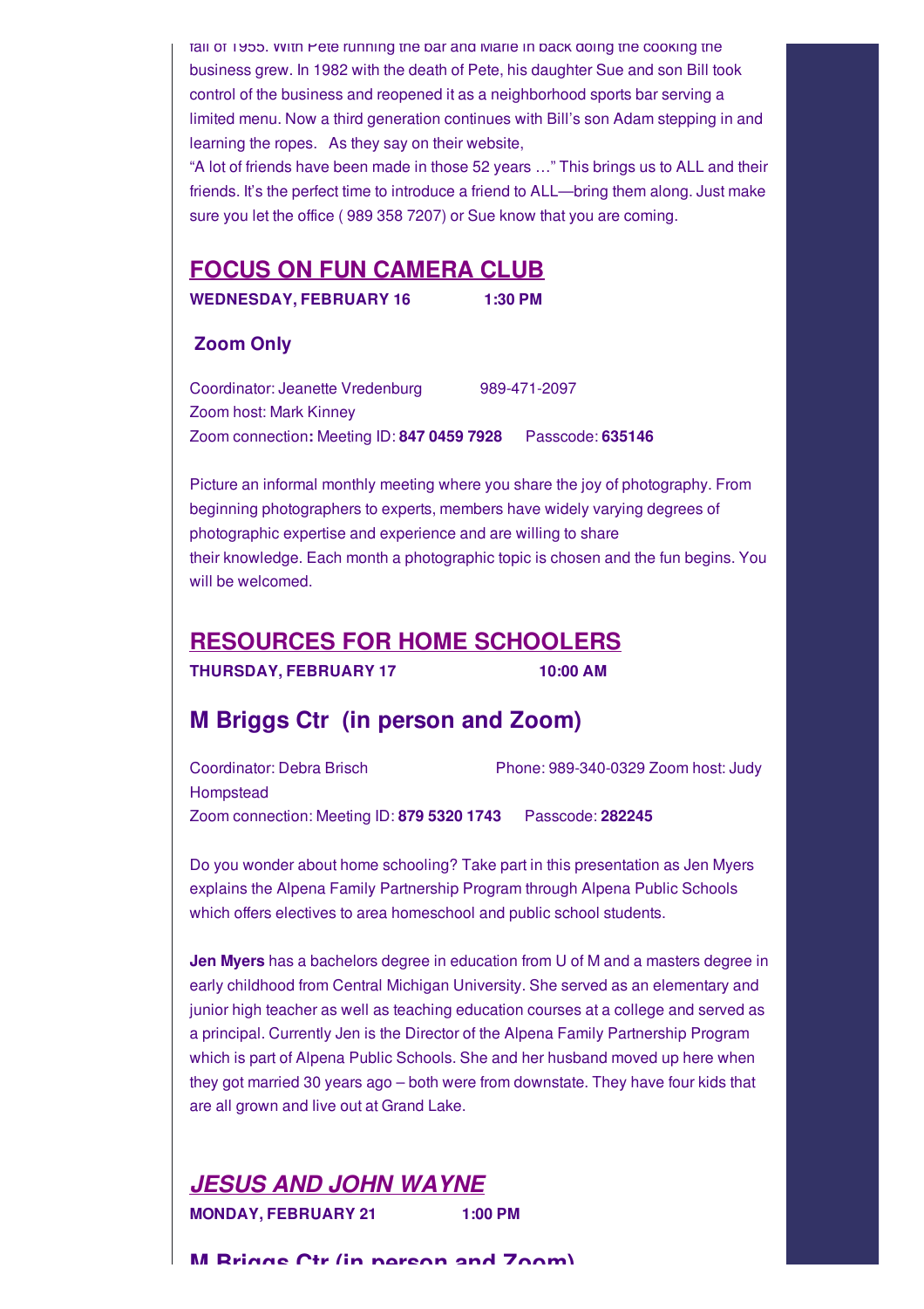fall of 1955. With Pete running the bar and Marie in back doing the cooking the business grew. In 1982 with the death of Pete, his daughter Sue and son Bill took control of the business and reopened it as a neighborhood sports bar serving a limited menu. Now a third generation continues with Bill's son Adam stepping in and learning the ropes. As they say on their website,

"A lot of friends have been made in those 52 years …" This brings us to ALL and their friends. It's the perfect time to introduce a friend to ALL—bring them along. Just make sure you let the office ( 989 358 7207) or Sue know that you are coming.

## FOCUS ON FUN CAMERA CLUB

**WEDNESDAY, FEBRUARY 16 1:30 PM**

### Zoom Only

Coordinator: Jeanette Vredenburg 989-471-2097
Zoom host: Mark Kinney
Zoom connection**:** Meeting ID: **847 0459 7928** Passcode: **635146**

Picture an informal monthly meeting where you share the joy of photography. From beginning photographers to experts, members have widely varying degrees of photographic expertise and experience and are willing to share their knowledge. Each month a photographic topic is chosen and the fun begins. You will be welcomed.

## RESOURCES FOR HOME SCHOOLERS

**THURSDAY, FEBRUARY 17 10:00 AM**

## M Briggs Ctr (in person and Zoom)

Coordinator: Debra Brisch Phone: 989-340-0329 Zoom host: Judy Hompstead
Zoom connection: Meeting ID: **879 5320 1743** Passcode: **282245**

Do you wonder about home schooling? Take part in this presentation as Jen Myers explains the Alpena Family Partnership Program through Alpena Public Schools which offers electives to area homeschool and public school students.

**Jen Myers** has a bachelors degree in education from U of M and a masters degree in early childhood from Central Michigan University. She served as an elementary and junior high teacher as well as teaching education courses at a college and served as a principal. Currently Jen is the Director of the Alpena Family Partnership Program which is part of Alpena Public Schools. She and her husband moved up here when they got married 30 years ago – both were from downstate. They have four kids that are all grown and live out at Grand Lake.

## *JESUS AND JOHN WAYNE*

**MONDAY, FEBRUARY 21 1:00 PM**

## M Briggs Ctr (in person and Zoom)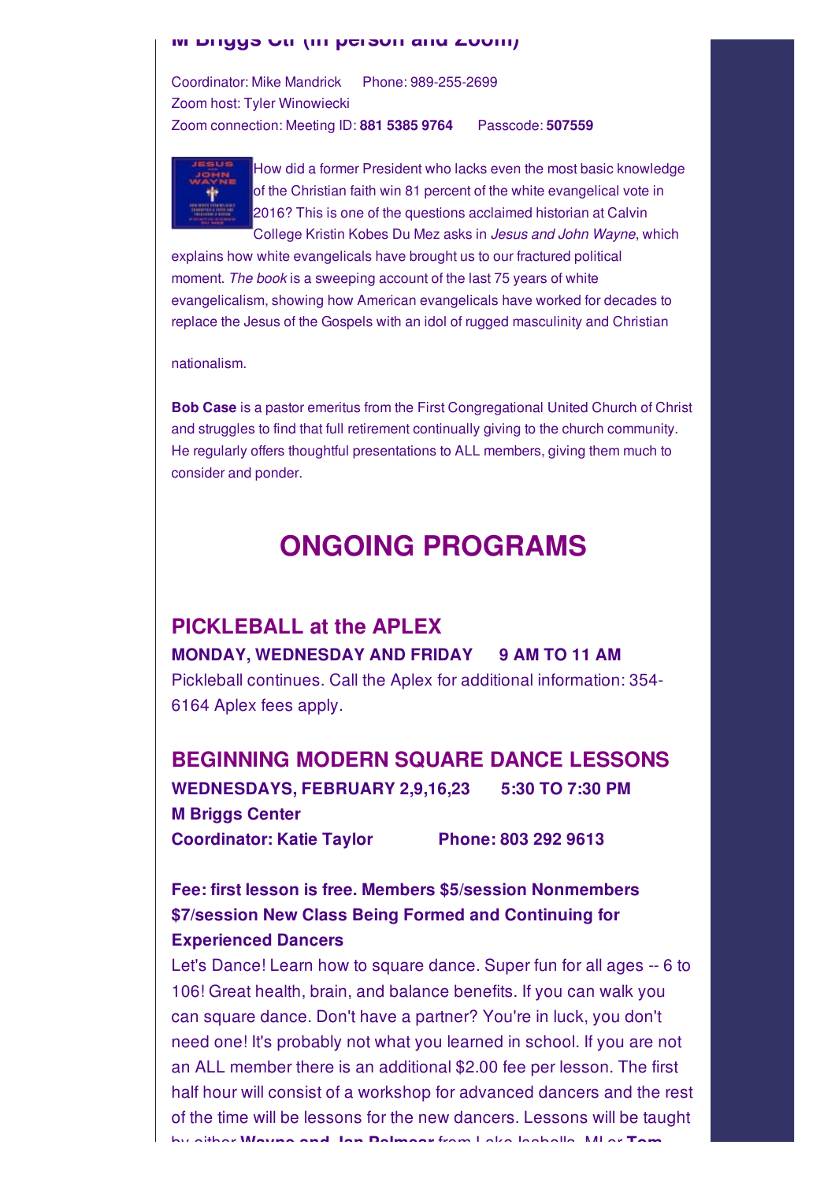M Briggs Ctr (in person and Zoom)

Coordinator: Mike Mandrick     Phone: 989-255-2699
Zoom host: Tyler Winowiecki
Zoom connection: Meeting ID: **881 5385 9764**     Passcode: **507559**

How did a former President who lacks even the most basic knowledge of the Christian faith win 81 percent of the white evangelical vote in 2016? This is one of the questions acclaimed historian at Calvin College Kristin Kobes Du Mez asks in *Jesus and John Wayne*, which explains how white evangelicals have brought us to our fractured political moment. *The book* is a sweeping account of the last 75 years of white evangelicalism, showing how American evangelicals have worked for decades to replace the Jesus of the Gospels with an idol of rugged masculinity and Christian nationalism.

**Bob Case** is a pastor emeritus from the First Congregational United Church of Christ and struggles to find that full retirement continually giving to the church community. He regularly offers thoughtful presentations to ALL members, giving them much to consider and ponder.

# ONGOING PROGRAMS

## PICKLEBALL at the APLEX

**MONDAY, WEDNESDAY AND FRIDAY     9 AM TO 11 AM**

Pickleball continues. Call the Aplex for additional information: 354-6164 Aplex fees apply.

## BEGINNING MODERN SQUARE DANCE LESSONS

**WEDNESDAYS, FEBRUARY 2,9,16,23     5:30 TO 7:30 PM**
**M Briggs Center**
**Coordinator: Katie Taylor     Phone: 803 292 9613**

**Fee: first lesson is free. Members $5/session Nonmembers $7/session New Class Being Formed and Continuing for Experienced Dancers**

Let's Dance! Learn how to square dance. Super fun for all ages -- 6 to 106! Great health, brain, and balance benefits. If you can walk you can square dance. Don't have a partner? You're in luck, you don't need one! It's probably not what you learned in school. If you are not an ALL member there is an additional $2.00 fee per lesson. The first half hour will consist of a workshop for advanced dancers and the rest of the time will be lessons for the new dancers. Lessons will be taught by either **Wayne and Jan Palmear** from Lake Isabella, MI or **Tom**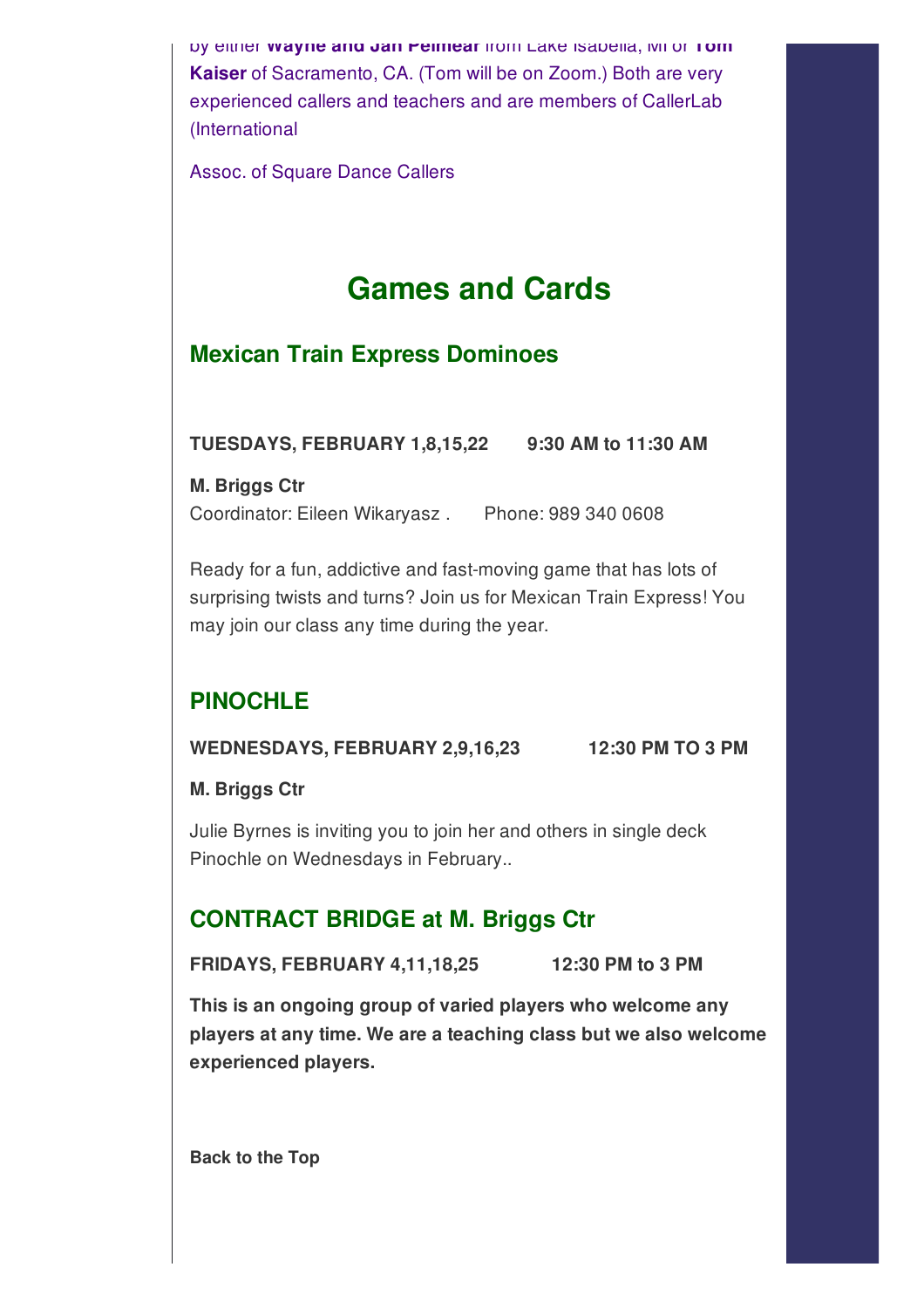by either **Wayne and Jan Pelmear** from Lake Isabella, MI or **Tom Kaiser** of Sacramento, CA. (Tom will be on Zoom.) Both are very experienced callers and teachers and are members of CallerLab (International

Assoc. of Square Dance Callers

# Games and Cards

## Mexican Train Express Dominoes

**TUESDAYS, FEBRUARY 1,8,15,22 9:30 AM to 11:30 AM**

**M. Briggs Ctr**
Coordinator: Eileen Wikaryasz . Phone: 989 340 0608

Ready for a fun, addictive and fast-moving game that has lots of surprising twists and turns? Join us for Mexican Train Express! You may join our class any time during the year.

## PINOCHLE

**WEDNESDAYS, FEBRUARY 2,9,16,23 12:30 PM TO 3 PM**

**M. Briggs Ctr**

Julie Byrnes is inviting you to join her and others in single deck Pinochle on Wednesdays in February..

## CONTRACT BRIDGE at M. Briggs Ctr

**FRIDAYS, FEBRUARY 4,11,18,25 12:30 PM to 3 PM**

**This is an ongoing group of varied players who welcome any players at any time. We are a teaching class but we also welcome experienced players.**

**Back to the Top**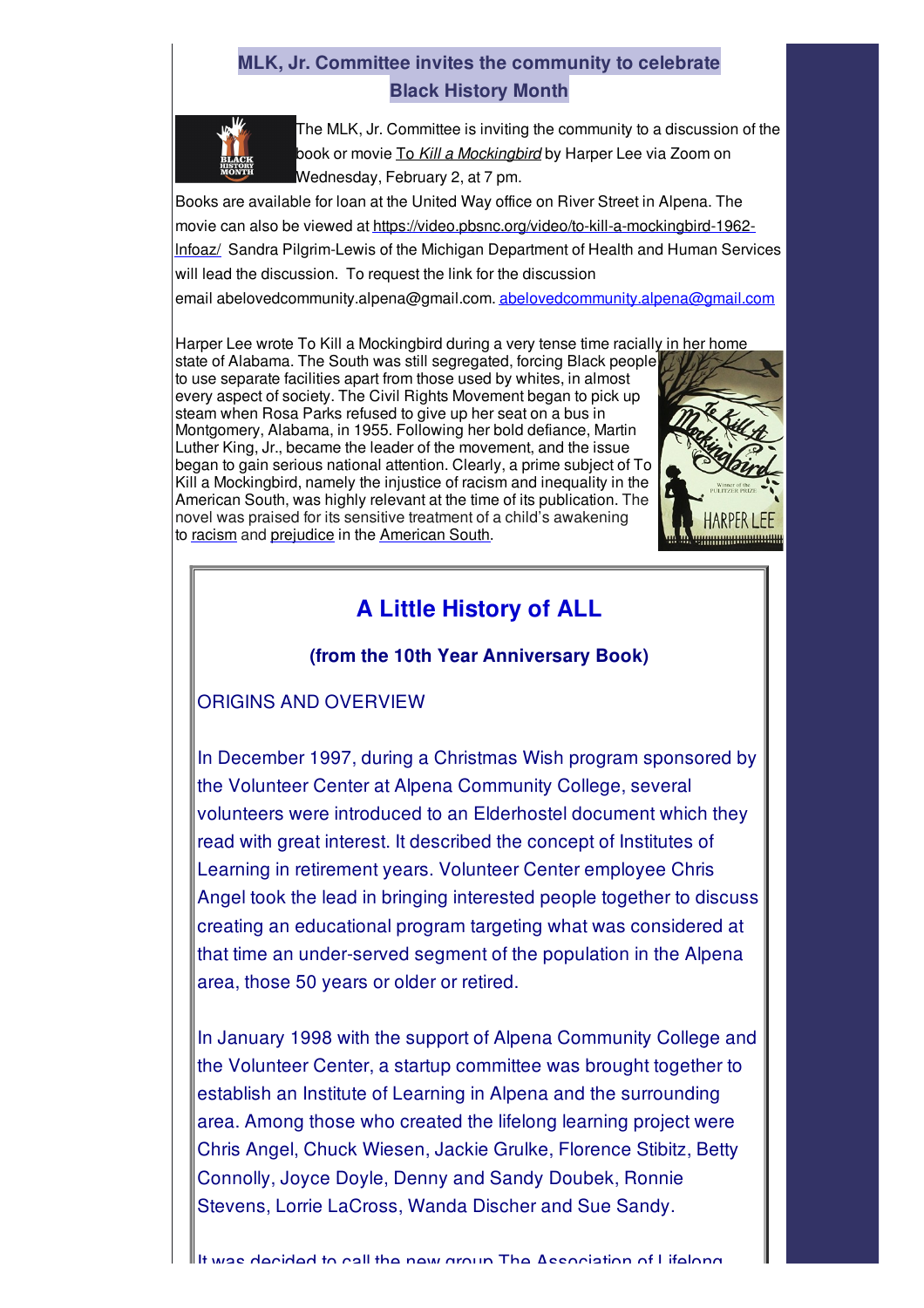## MLK, Jr. Committee invites the community to celebrate Black History Month

The MLK, Jr. Committee is inviting the community to a discussion of the book or movie *To Kill a Mockingbird* by Harper Lee via Zoom on Wednesday, February 2, at 7 pm.

Books are available for loan at the United Way office on River Street in Alpena. The movie can also be viewed at https://video.pbsnc.org/video/to-kill-a-mockingbird-1962-lnfoaz/ Sandra Pilgrim-Lewis of the Michigan Department of Health and Human Services will lead the discussion. To request the link for the discussion email abelovedcommunity.alpena@gmail.com. abelovedcommunity.alpena@gmail.com

Harper Lee wrote To Kill a Mockingbird during a very tense time racially in her home state of Alabama. The South was still segregated, forcing Black people to use separate facilities apart from those used by whites, in almost every aspect of society. The Civil Rights Movement began to pick up steam when Rosa Parks refused to give up her seat on a bus in Montgomery, Alabama, in 1955. Following her bold defiance, Martin Luther King, Jr., became the leader of the movement, and the issue began to gain serious national attention. Clearly, a prime subject of To Kill a Mockingbird, namely the injustice of racism and inequality in the American South, was highly relevant at the time of its publication. The novel was praised for its sensitive treatment of a child's awakening to racism and prejudice in the American South.

## A Little History of ALL

### (from the 10th Year Anniversary Book)

ORIGINS AND OVERVIEW

In December 1997, during a Christmas Wish program sponsored by the Volunteer Center at Alpena Community College, several volunteers were introduced to an Elderhostel document which they read with great interest. It described the concept of Institutes of Learning in retirement years. Volunteer Center employee Chris Angel took the lead in bringing interested people together to discuss creating an educational program targeting what was considered at that time an under-served segment of the population in the Alpena area, those 50 years or older or retired.

In January 1998 with the support of Alpena Community College and the Volunteer Center, a startup committee was brought together to establish an Institute of Learning in Alpena and the surrounding area. Among those who created the lifelong learning project were Chris Angel, Chuck Wiesen, Jackie Grulke, Florence Stibitz, Betty Connolly, Joyce Doyle, Denny and Sandy Doubek, Ronnie Stevens, Lorrie LaCross, Wanda Discher and Sue Sandy.

It was decided to call the new group The Association of Lifelong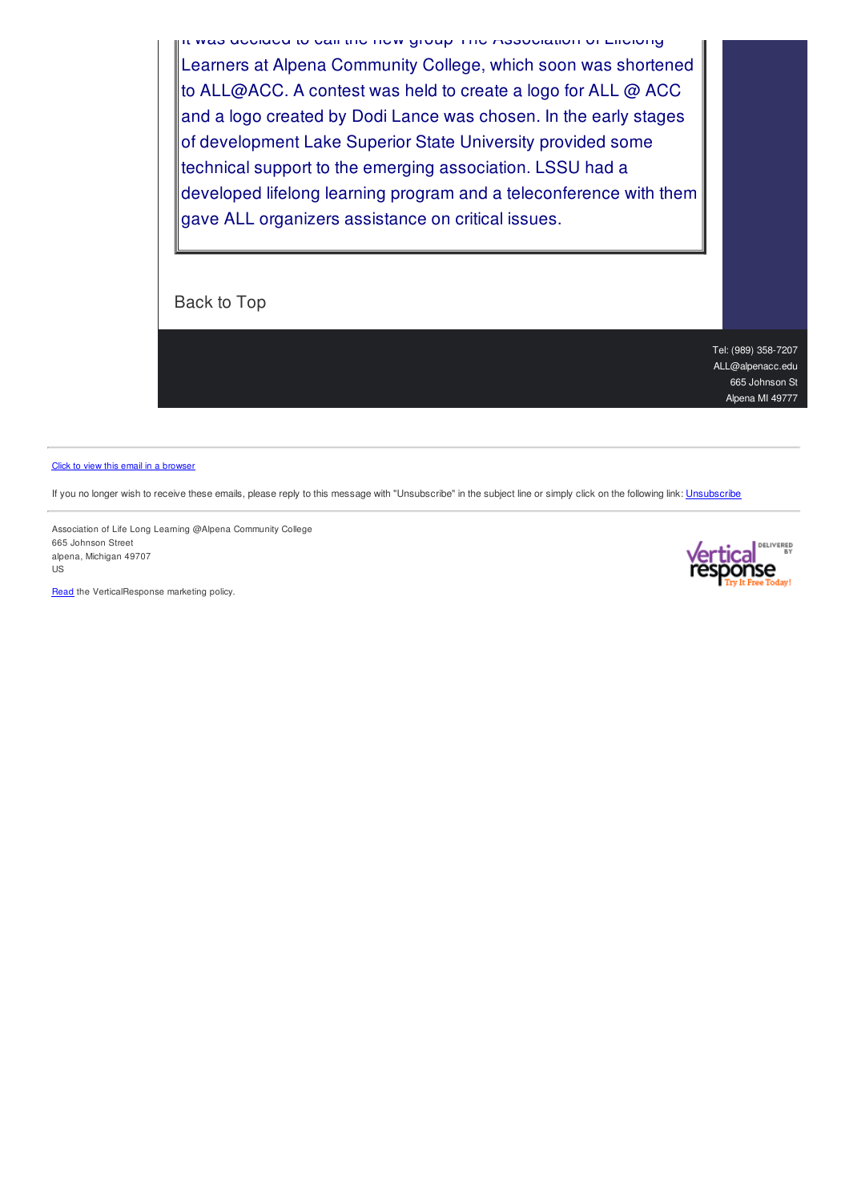It was decided to call the new group The Association of Lifelong Learners at Alpena Community College, which soon was shortened to ALL@ACC. A contest was held to create a logo for ALL @ ACC and a logo created by Dodi Lance was chosen. In the early stages of development Lake Superior State University provided some technical support to the emerging association. LSSU had a developed lifelong learning program and a teleconference with them gave ALL organizers assistance on critical issues.

Back to Top

Tel: (989) 358-7207
ALL@alpenacc.edu
665 Johnson St
Alpena MI 49777

Click to view this email in a browser

If you no longer wish to receive these emails, please reply to this message with "Unsubscribe" in the subject line or simply click on the following link: Unsubscribe

Association of Life Long Learning @Alpena Community College
665 Johnson Street
alpena, Michigan 49707
US

Read the VerticalResponse marketing policy.

Vertical response DELIVERED BY Try It Free Today!